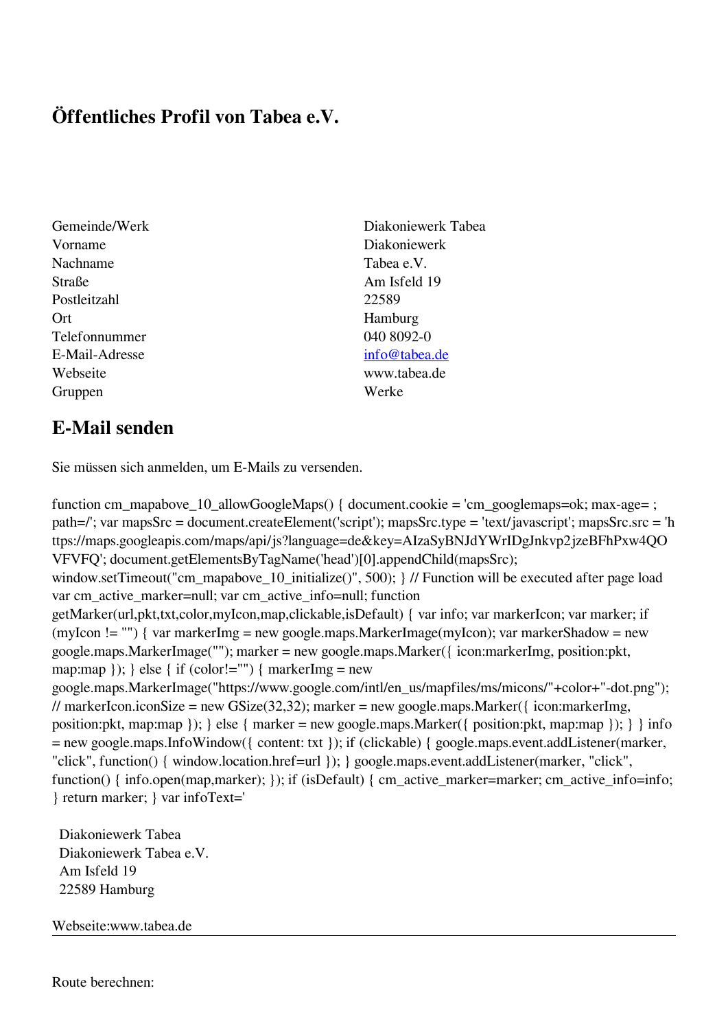# Öffentliches Profil von Tabea e.V.

| | |
|---|---|
| Gemeinde/Werk | Diakoniewerk Tabea |
| Vorname | Diakoniewerk |
| Nachname | Tabea e.V. |
| Straße | Am Isfeld 19 |
| Postleitzahl | 22589 |
| Ort | Hamburg |
| Telefonnummer | 040 8092-0 |
| E-Mail-Adresse | info@tabea.de |
| Webseite | www.tabea.de |
| Gruppen | Werke |

## E-Mail senden

Sie müssen sich anmelden, um E-Mails zu versenden.

function cm_mapabove_10_allowGoogleMaps() { document.cookie = 'cm_googlemaps=ok; max-age= ; path=/'; var mapsSrc = document.createElement('script'); mapsSrc.type = 'text/javascript'; mapsSrc.src = 'https://maps.googleapis.com/maps/api/js?language=de&key=AIzaSyBNJdYWrIDgJnkvp2jzeBFhPxw4QOVFVFQ'; document.getElementsByTagName('head')[0].appendChild(mapsSrc); window.setTimeout("cm_mapabove_10_initialize()", 500); } // Function will be executed after page load var cm_active_marker=null; var cm_active_info=null; function getMarker(url,pkt,txt,color,myIcon,map,clickable,isDefault) { var info; var markerIcon; var marker; if (myIcon != "") { var markerImg = new google.maps.MarkerImage(myIcon); var markerShadow = new google.maps.MarkerImage(""); marker = new google.maps.Marker({ icon:markerImg, position:pkt, map:map }); } else { if (color!="") { markerImg = new google.maps.MarkerImage("https://www.google.com/intl/en_us/mapfiles/ms/micons/"+color+"-dot.png"); // markerIcon.iconSize = new GSize(32,32); marker = new google.maps.Marker({ icon:markerImg, position:pkt, map:map }); } else { marker = new google.maps.Marker({ position:pkt, map:map }); } } info = new google.maps.InfoWindow({ content: txt }); if (clickable) { google.maps.event.addListener(marker, "click", function() { window.location.href=url }); } google.maps.event.addListener(marker, "click", function() { info.open(map,marker); }); if (isDefault) { cm_active_marker=marker; cm_active_info=info; } return marker; } var infoText='

Diakoniewerk Tabea
Diakoniewerk Tabea e.V.
Am Isfeld 19
22589 Hamburg

Webseite:www.tabea.de

---

Route berechnen: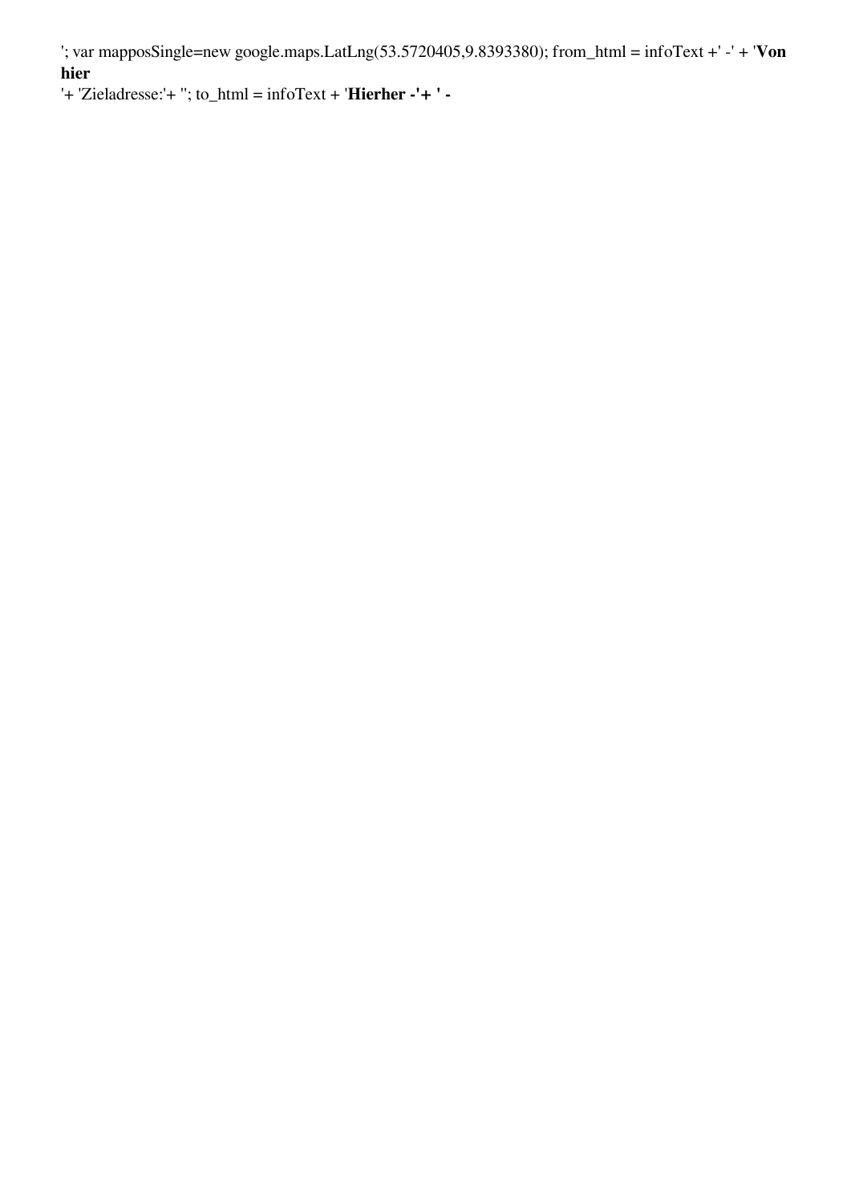'; var mapposSingle=new google.maps.LatLng(53.5720405,9.8393380); from_html = infoText +' -' + '**Von hier**

'+ 'Zieladresse:'+ ''; to_html = infoText + '**Hierher -'+ ' -**